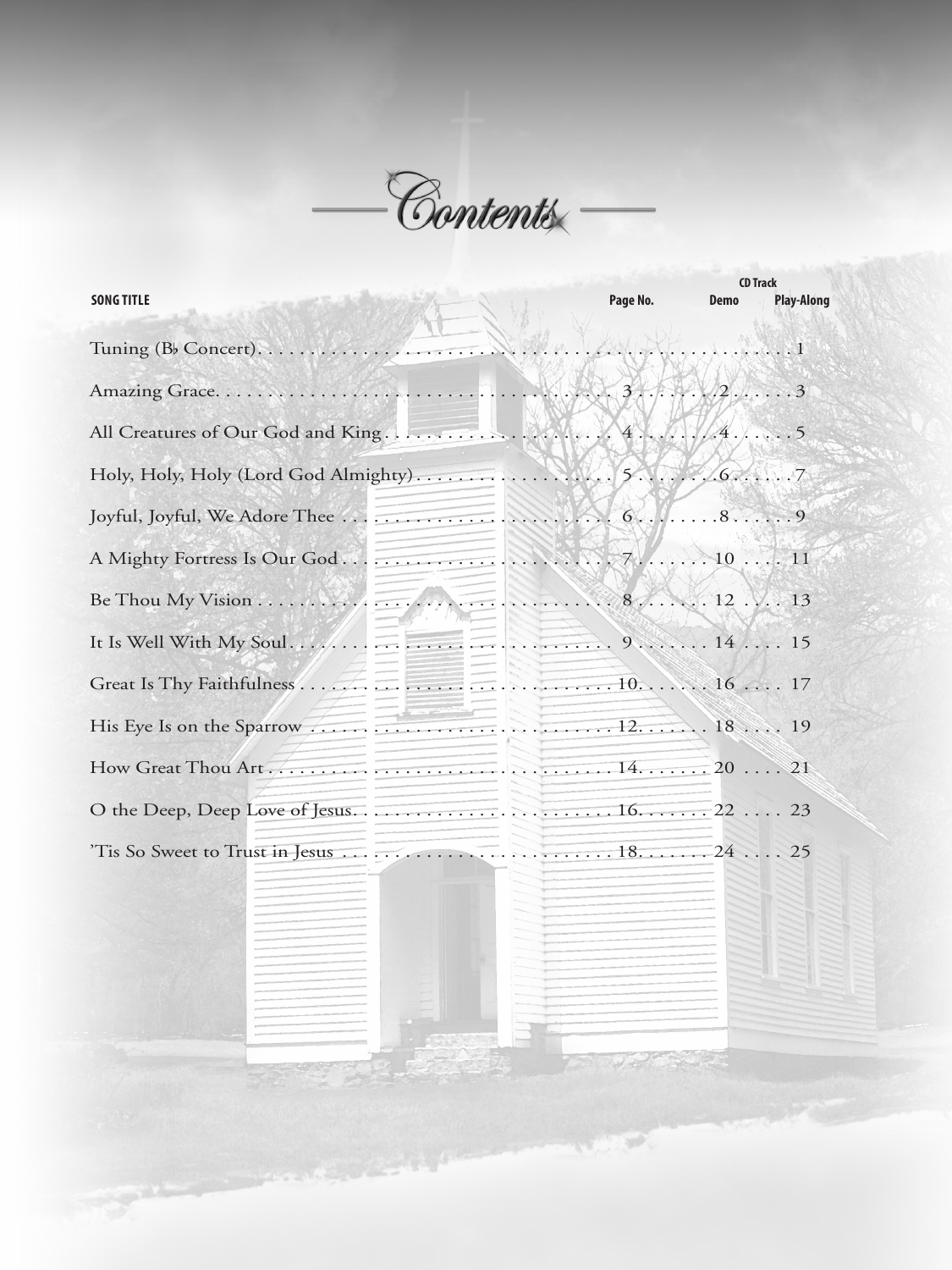# Contents

| SONG TITLE | Page No. | CD Track Demo | CD Track Play-Along |
|---|---|---|---|
| Tuning (B♭ Concert) | | | 1 |
| Amazing Grace | 3 | 2 | 3 |
| All Creatures of Our God and King | 4 | 4 | 5 |
| Holy, Holy, Holy (Lord God Almighty) | 5 | 6 | 7 |
| Joyful, Joyful, We Adore Thee | 6 | 8 | 9 |
| A Mighty Fortress Is Our God | 7 | 10 | 11 |
| Be Thou My Vision | 8 | 12 | 13 |
| It Is Well With My Soul | 9 | 14 | 15 |
| Great Is Thy Faithfulness | 10 | 16 | 17 |
| His Eye Is on the Sparrow | 12 | 18 | 19 |
| How Great Thou Art | 14 | 20 | 21 |
| O the Deep, Deep Love of Jesus | 16 | 22 | 23 |
| 'Tis So Sweet to Trust in Jesus | 18 | 24 | 25 |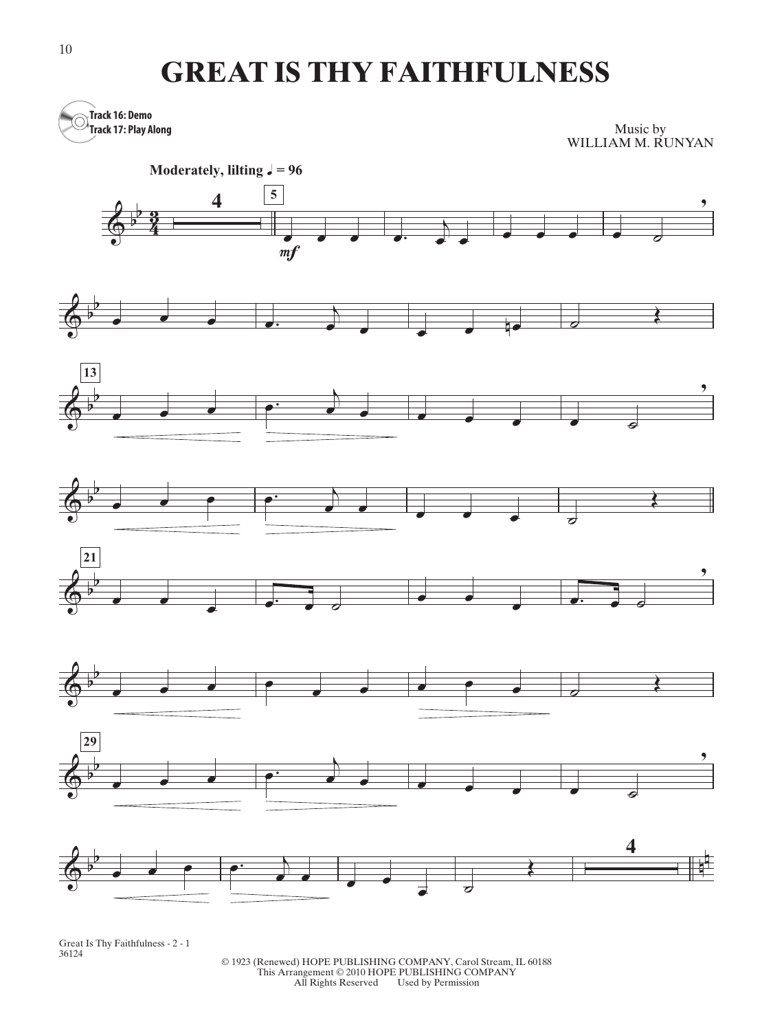# GREAT IS THY FAITHFULNESS

**Track 16: Demo**
**Track 17: Play Along**

Music by
WILLIAM M. RUNYAN

**Moderately, lilting ♩ = 96**

© 1923 (Renewed) HOPE PUBLISHING COMPANY, Carol Stream, IL 60188
This Arrangement © 2010 HOPE PUBLISHING COMPANY
All Rights Reserved    Used by Permission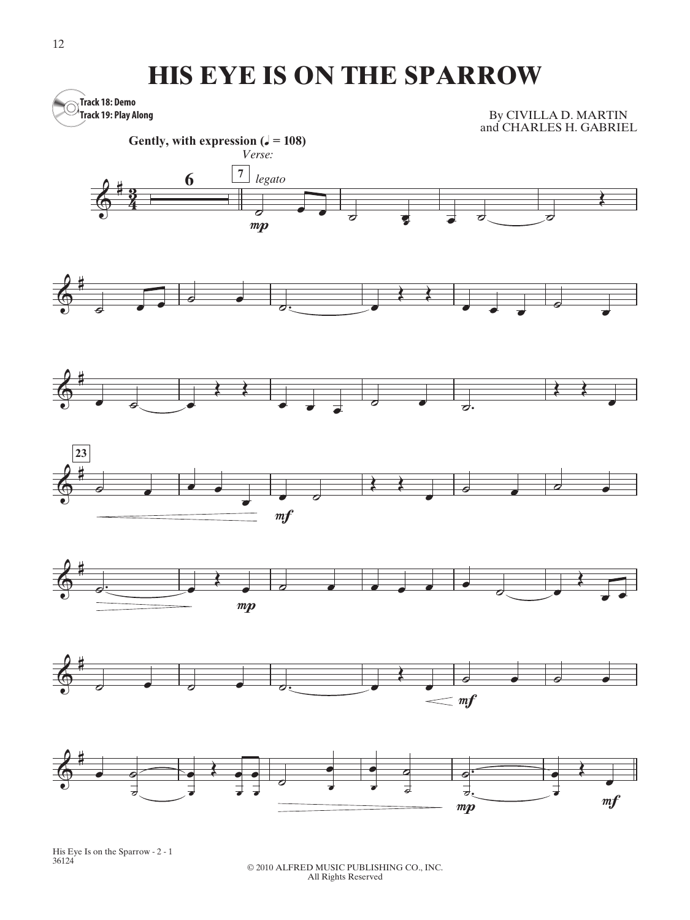# HIS EYE IS ON THE SPARROW

Track 18: Demo
Track 19: Play Along

By CIVILLA D. MARTIN
and CHARLES H. GABRIEL

**Gently, with expression (♩ = 108)**

*Verse:*

His Eye Is on the Sparrow - 2 - 1
36124

© 2010 ALFRED MUSIC PUBLISHING CO., INC.
All Rights Reserved